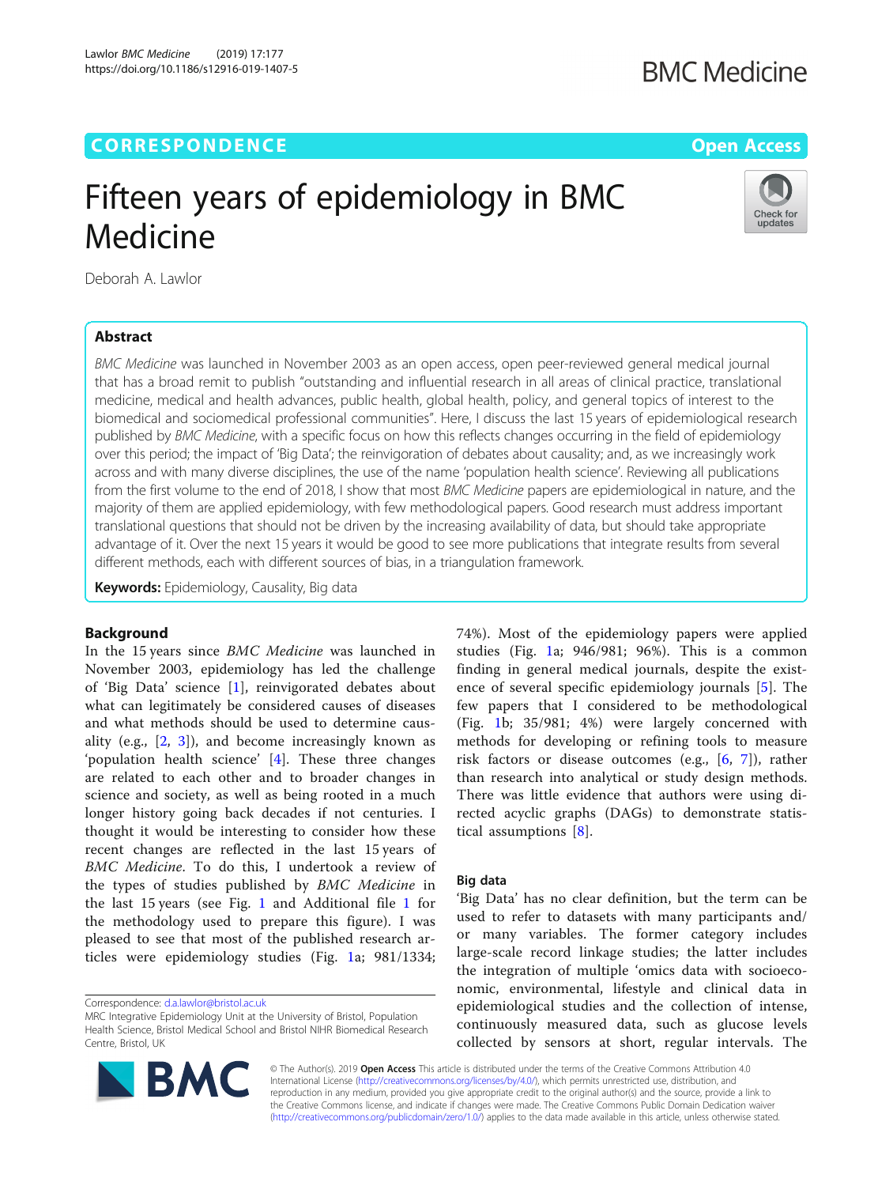CORRESPONDENCE

Open Access

# Fifteen years of epidemiology in BMC Medicine

Deborah A. Lawlor

## Abstract

*BMC Medicine* was launched in November 2003 as an open access, open peer-reviewed general medical journal that has a broad remit to publish "outstanding and influential research in all areas of clinical practice, translational medicine, medical and health advances, public health, global health, policy, and general topics of interest to the biomedical and sociomedical professional communities". Here, I discuss the last 15 years of epidemiological research published by *BMC Medicine*, with a specific focus on how this reflects changes occurring in the field of epidemiology over this period; the impact of 'Big Data'; the reinvigoration of debates about causality; and, as we increasingly work across and with many diverse disciplines, the use of the name 'population health science'. Reviewing all publications from the first volume to the end of 2018, I show that most *BMC Medicine* papers are epidemiological in nature, and the majority of them are applied epidemiology, with few methodological papers. Good research must address important translational questions that should not be driven by the increasing availability of data, but should take appropriate advantage of it. Over the next 15 years it would be good to see more publications that integrate results from several different methods, each with different sources of bias, in a triangulation framework.

**Keywords:** Epidemiology, Causality, Big data

## Background

In the 15 years since *BMC Medicine* was launched in November 2003, epidemiology has led the challenge of 'Big Data' science [1], reinvigorated debates about what can legitimately be considered causes of diseases and what methods should be used to determine causality (e.g., [2, 3]), and become increasingly known as 'population health science' [4]. These three changes are related to each other and to broader changes in science and society, as well as being rooted in a much longer history going back decades if not centuries. I thought it would be interesting to consider how these recent changes are reflected in the last 15 years of *BMC Medicine*. To do this, I undertook a review of the types of studies published by *BMC Medicine* in the last 15 years (see Fig. 1 and Additional file 1 for the methodology used to prepare this figure). I was pleased to see that most of the published research articles were epidemiology studies (Fig. 1a; 981/1334; 74%). Most of the epidemiology papers were applied studies (Fig. 1a; 946/981; 96%). This is a common finding in general medical journals, despite the existence of several specific epidemiology journals [5]. The few papers that I considered to be methodological (Fig. 1b; 35/981; 4%) were largely concerned with methods for developing or refining tools to measure risk factors or disease outcomes (e.g., [6, 7]), rather than research into analytical or study design methods. There was little evidence that authors were using directed acyclic graphs (DAGs) to demonstrate statistical assumptions [8].

## Big data

'Big Data' has no clear definition, but the term can be used to refer to datasets with many participants and/or many variables. The former category includes large-scale record linkage studies; the latter includes the integration of multiple 'omics data with socioeconomic, environmental, lifestyle and clinical data in epidemiological studies and the collection of intense, continuously measured data, such as glucose levels collected by sensors at short, regular intervals. The

Correspondence: d.a.lawlor@bristol.ac.uk
MRC Integrative Epidemiology Unit at the University of Bristol, Population Health Science, Bristol Medical School and Bristol NIHR Biomedical Research Centre, Bristol, UK

© The Author(s). 2019 **Open Access** This article is distributed under the terms of the Creative Commons Attribution 4.0 International License (http://creativecommons.org/licenses/by/4.0/), which permits unrestricted use, distribution, and reproduction in any medium, provided you give appropriate credit to the original author(s) and the source, provide a link to the Creative Commons license, and indicate if changes were made. The Creative Commons Public Domain Dedication waiver (http://creativecommons.org/publicdomain/zero/1.0/) applies to the data made available in this article, unless otherwise stated.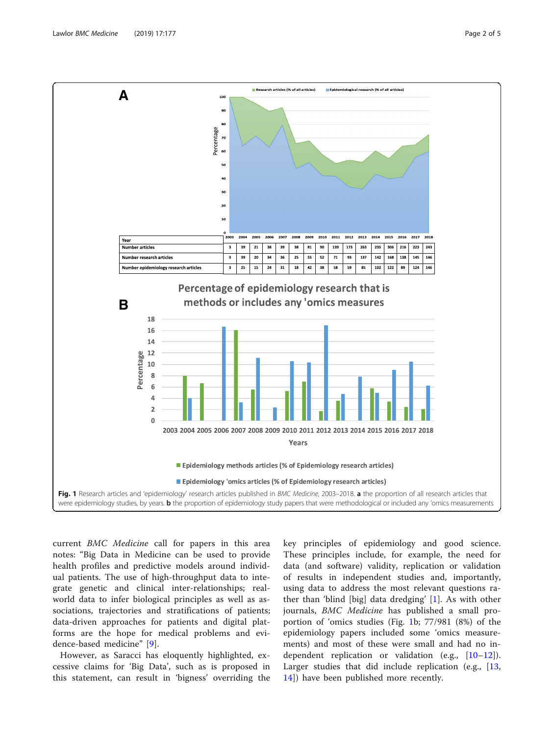| Year | 2003 | 2004 | 2005 | 2006 | 2007 | 2008 | 2009 | 2010 | 2011 | 2012 | 2013 | 2014 | 2015 | 2016 | 2017 | 2018 |
|---|---|---|---|---|---|---|---|---|---|---|---|---|---|---|---|---|
| Number articles | 3 | 39 | 21 | 38 | 39 | 38 | 81 | 90 | 139 | 173 | 263 | 235 | 306 | 216 | 223 | 243 |
| Number research articles | 3 | 39 | 20 | 34 | 36 | 25 | 55 | 52 | 71 | 93 | 137 | 142 | 168 | 138 | 145 | 146 |
| Number epidemiology research articles | 3 | 25 | 15 | 24 | 31 | 18 | 42 | 38 | 58 | 59 | 85 | 102 | 122 | 89 | 124 | 146 |

**Fig. 1** Research articles and 'epidemiology' research articles published in *BMC Medicine*, 2003–2018. **a** the proportion of all research articles that were epidemiology studies, by years. **b** the proportion of epidemiology study papers that were methodological or included any 'omics measurements

current *BMC Medicine* call for papers in this area notes: "Big Data in Medicine can be used to provide health profiles and predictive models around individual patients. The use of high-throughput data to integrate genetic and clinical inter-relationships; real-world data to infer biological principles as well as associations, trajectories and stratifications of patients; data-driven approaches for patients and digital platforms are the hope for medical problems and evidence-based medicine" [9].

However, as Saracci has eloquently highlighted, excessive claims for 'Big Data', such as is proposed in this statement, can result in 'bigness' overriding the key principles of epidemiology and good science. These principles include, for example, the need for data (and software) validity, replication or validation of results in independent studies and, importantly, using data to address the most relevant questions rather than 'blind [big] data dredging' [1]. As with other journals, *BMC Medicine* has published a small proportion of 'omics studies (Fig. 1b; 77/981 (8%) of the epidemiology papers included some 'omics measurements) and most of these were small and had no independent replication or validation (e.g., [10–12]). Larger studies that did include replication (e.g., [13, 14]) have been published more recently.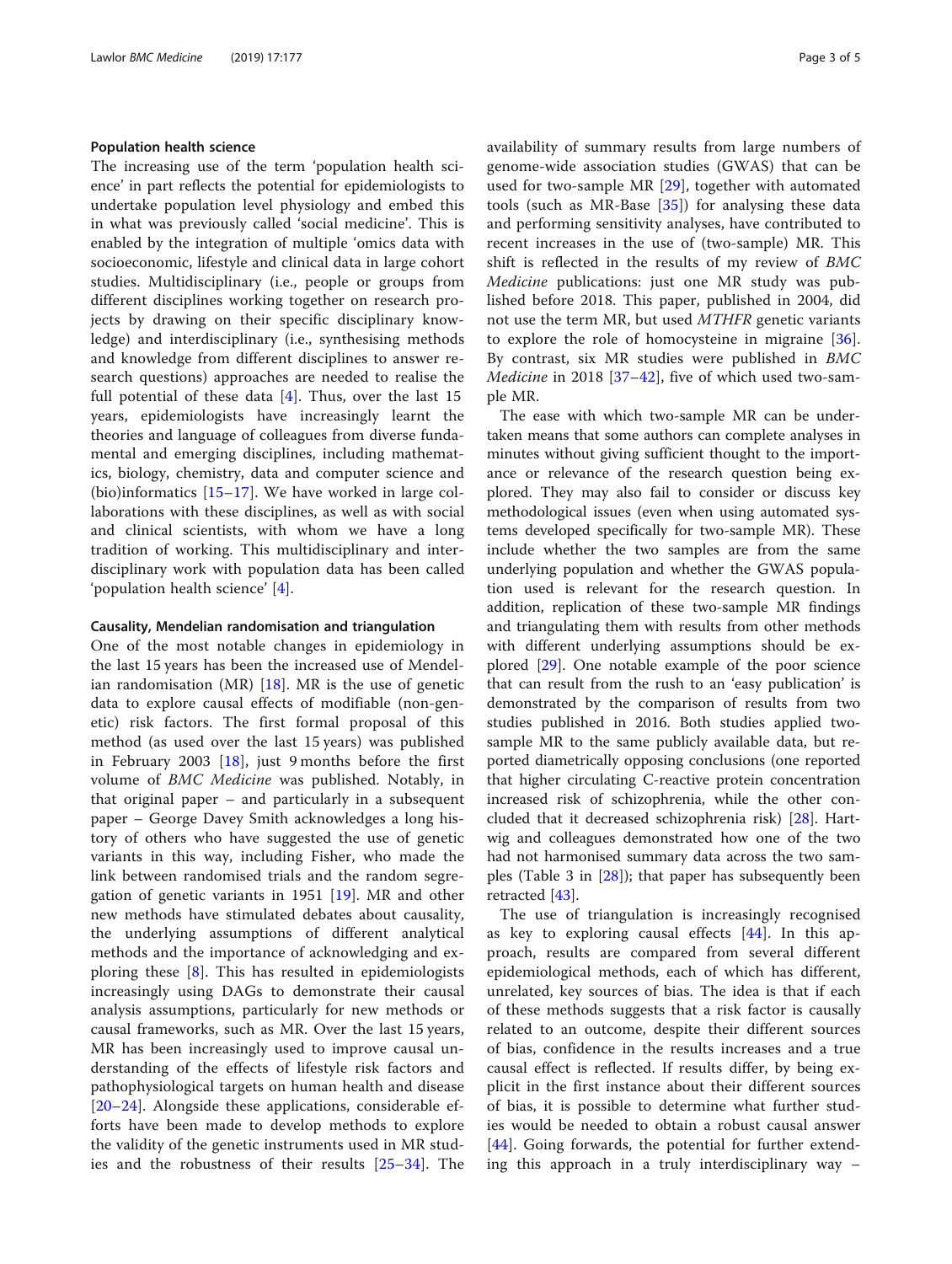### Population health science

The increasing use of the term 'population health science' in part reflects the potential for epidemiologists to undertake population level physiology and embed this in what was previously called 'social medicine'. This is enabled by the integration of multiple 'omics data with socioeconomic, lifestyle and clinical data in large cohort studies. Multidisciplinary (i.e., people or groups from different disciplines working together on research projects by drawing on their specific disciplinary knowledge) and interdisciplinary (i.e., synthesising methods and knowledge from different disciplines to answer research questions) approaches are needed to realise the full potential of these data [4]. Thus, over the last 15 years, epidemiologists have increasingly learnt the theories and language of colleagues from diverse fundamental and emerging disciplines, including mathematics, biology, chemistry, data and computer science and (bio)informatics [15–17]. We have worked in large collaborations with these disciplines, as well as with social and clinical scientists, with whom we have a long tradition of working. This multidisciplinary and interdisciplinary work with population data has been called 'population health science' [4].

### Causality, Mendelian randomisation and triangulation

One of the most notable changes in epidemiology in the last 15 years has been the increased use of Mendelian randomisation (MR) [18]. MR is the use of genetic data to explore causal effects of modifiable (non-genetic) risk factors. The first formal proposal of this method (as used over the last 15 years) was published in February 2003 [18], just 9 months before the first volume of *BMC Medicine* was published. Notably, in that original paper – and particularly in a subsequent paper – George Davey Smith acknowledges a long history of others who have suggested the use of genetic variants in this way, including Fisher, who made the link between randomised trials and the random segregation of genetic variants in 1951 [19]. MR and other new methods have stimulated debates about causality, the underlying assumptions of different analytical methods and the importance of acknowledging and exploring these [8]. This has resulted in epidemiologists increasingly using DAGs to demonstrate their causal analysis assumptions, particularly for new methods or causal frameworks, such as MR. Over the last 15 years, MR has been increasingly used to improve causal understanding of the effects of lifestyle risk factors and pathophysiological targets on human health and disease [20–24]. Alongside these applications, considerable efforts have been made to develop methods to explore the validity of the genetic instruments used in MR studies and the robustness of their results [25–34]. The availability of summary results from large numbers of genome-wide association studies (GWAS) that can be used for two-sample MR [29], together with automated tools (such as MR-Base [35]) for analysing these data and performing sensitivity analyses, have contributed to recent increases in the use of (two-sample) MR. This shift is reflected in the results of my review of *BMC Medicine* publications: just one MR study was published before 2018. This paper, published in 2004, did not use the term MR, but used *MTHFR* genetic variants to explore the role of homocysteine in migraine [36]. By contrast, six MR studies were published in *BMC Medicine* in 2018 [37–42], five of which used two-sample MR.

The ease with which two-sample MR can be undertaken means that some authors can complete analyses in minutes without giving sufficient thought to the importance or relevance of the research question being explored. They may also fail to consider or discuss key methodological issues (even when using automated systems developed specifically for two-sample MR). These include whether the two samples are from the same underlying population and whether the GWAS population used is relevant for the research question. In addition, replication of these two-sample MR findings and triangulating them with results from other methods with different underlying assumptions should be explored [29]. One notable example of the poor science that can result from the rush to an 'easy publication' is demonstrated by the comparison of results from two studies published in 2016. Both studies applied two-sample MR to the same publicly available data, but reported diametrically opposing conclusions (one reported that higher circulating C-reactive protein concentration increased risk of schizophrenia, while the other concluded that it decreased schizophrenia risk) [28]. Hartwig and colleagues demonstrated how one of the two had not harmonised summary data across the two samples (Table 3 in [28]); that paper has subsequently been retracted [43].

The use of triangulation is increasingly recognised as key to exploring causal effects [44]. In this approach, results are compared from several different epidemiological methods, each of which has different, unrelated, key sources of bias. The idea is that if each of these methods suggests that a risk factor is causally related to an outcome, despite their different sources of bias, confidence in the results increases and a true causal effect is reflected. If results differ, by being explicit in the first instance about their different sources of bias, it is possible to determine what further studies would be needed to obtain a robust causal answer [44]. Going forwards, the potential for further extending this approach in a truly interdisciplinary way –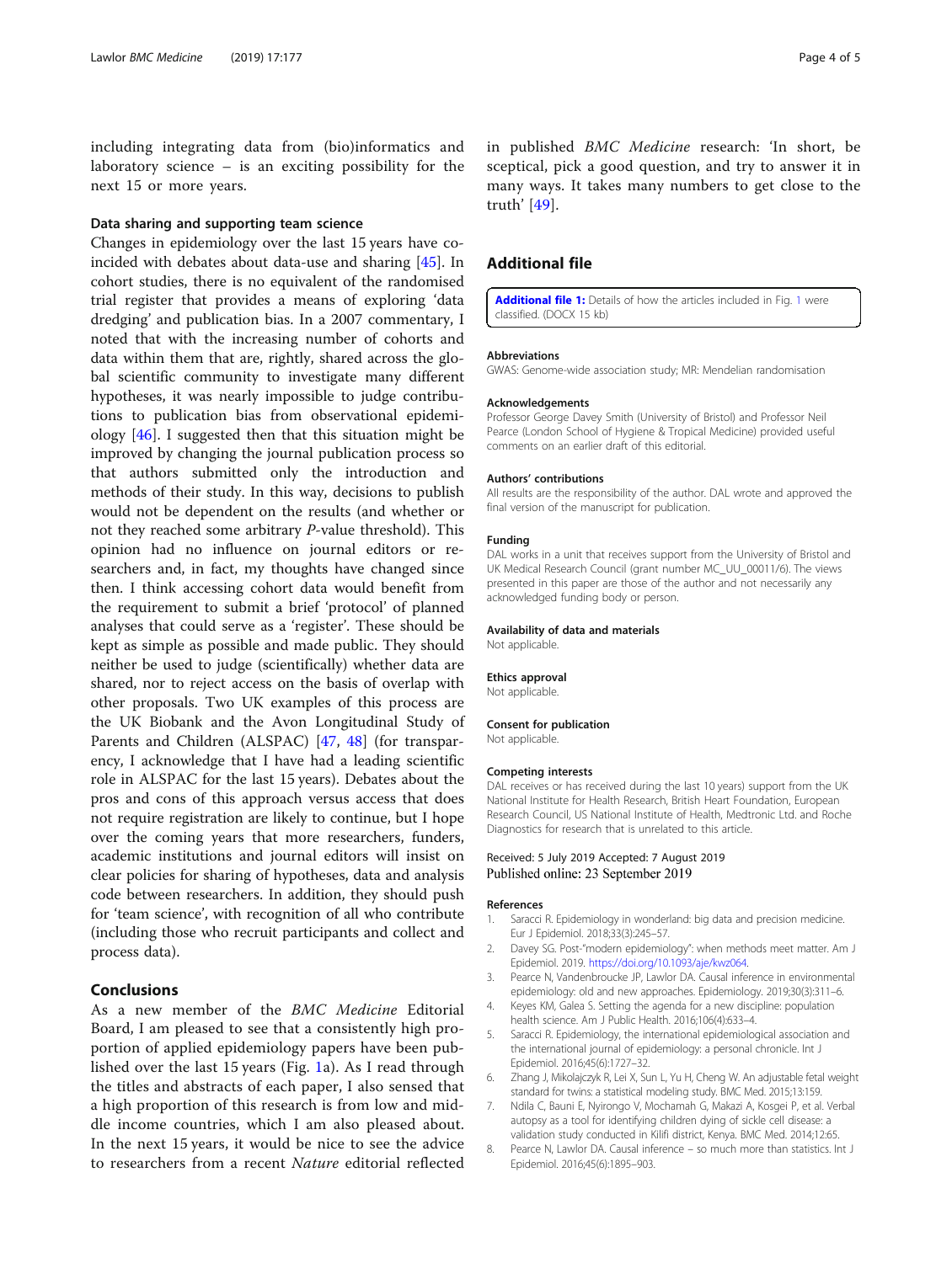including integrating data from (bio)informatics and laboratory science – is an exciting possibility for the next 15 or more years.

### Data sharing and supporting team science

Changes in epidemiology over the last 15 years have coincided with debates about data-use and sharing [45]. In cohort studies, there is no equivalent of the randomised trial register that provides a means of exploring 'data dredging' and publication bias. In a 2007 commentary, I noted that with the increasing number of cohorts and data within them that are, rightly, shared across the global scientific community to investigate many different hypotheses, it was nearly impossible to judge contributions to publication bias from observational epidemiology [46]. I suggested then that this situation might be improved by changing the journal publication process so that authors submitted only the introduction and methods of their study. In this way, decisions to publish would not be dependent on the results (and whether or not they reached some arbitrary *P*-value threshold). This opinion had no influence on journal editors or researchers and, in fact, my thoughts have changed since then. I think accessing cohort data would benefit from the requirement to submit a brief 'protocol' of planned analyses that could serve as a 'register'. These should be kept as simple as possible and made public. They should neither be used to judge (scientifically) whether data are shared, nor to reject access on the basis of overlap with other proposals. Two UK examples of this process are the UK Biobank and the Avon Longitudinal Study of Parents and Children (ALSPAC) [47, 48] (for transparency, I acknowledge that I have had a leading scientific role in ALSPAC for the last 15 years). Debates about the pros and cons of this approach versus access that does not require registration are likely to continue, but I hope over the coming years that more researchers, funders, academic institutions and journal editors will insist on clear policies for sharing of hypotheses, data and analysis code between researchers. In addition, they should push for 'team science', with recognition of all who contribute (including those who recruit participants and collect and process data).

## Conclusions

As a new member of the *BMC Medicine* Editorial Board, I am pleased to see that a consistently high proportion of applied epidemiology papers have been published over the last 15 years (Fig. 1a). As I read through the titles and abstracts of each paper, I also sensed that a high proportion of this research is from low and middle income countries, which I am also pleased about. In the next 15 years, it would be nice to see the advice to researchers from a recent *Nature* editorial reflected in published *BMC Medicine* research: 'In short, be sceptical, pick a good question, and try to answer it in many ways. It takes many numbers to get close to the truth' [49].

## Additional file

**Additional file 1:** Details of how the articles included in Fig. 1 were classified. (DOCX 15 kb)

#### Abbreviations

GWAS: Genome-wide association study; MR: Mendelian randomisation

#### Acknowledgements

Professor George Davey Smith (University of Bristol) and Professor Neil Pearce (London School of Hygiene & Tropical Medicine) provided useful comments on an earlier draft of this editorial.

#### Authors' contributions

All results are the responsibility of the author. DAL wrote and approved the final version of the manuscript for publication.

#### Funding

DAL works in a unit that receives support from the University of Bristol and UK Medical Research Council (grant number MC_UU_00011/6). The views presented in this paper are those of the author and not necessarily any acknowledged funding body or person.

#### Availability of data and materials

Not applicable.

#### Ethics approval

Not applicable.

#### Consent for publication

Not applicable.

#### Competing interests

DAL receives or has received during the last 10 years) support from the UK National Institute for Health Research, British Heart Foundation, European Research Council, US National Institute of Health, Medtronic Ltd. and Roche Diagnostics for research that is unrelated to this article.

Received: 5 July 2019 Accepted: 7 August 2019
Published online: 23 September 2019

#### References

1. Saracci R. Epidemiology in wonderland: big data and precision medicine. Eur J Epidemiol. 2018;33(3):245–57.
2. Davey SG. Post-"modern epidemiology": when methods meet matter. Am J Epidemiol. 2019. https://doi.org/10.1093/aje/kwz064.
3. Pearce N, Vandenbroucke JP, Lawlor DA. Causal inference in environmental epidemiology: old and new approaches. Epidemiology. 2019;30(3):311–6.
4. Keyes KM, Galea S. Setting the agenda for a new discipline: population health science. Am J Public Health. 2016;106(4):633–4.
5. Saracci R. Epidemiology, the international epidemiological association and the international journal of epidemiology: a personal chronicle. Int J Epidemiol. 2016;45(6):1727–32.
6. Zhang J, Mikolajczyk R, Lei X, Sun L, Yu H, Cheng W. An adjustable fetal weight standard for twins: a statistical modeling study. BMC Med. 2015;13:159.
7. Ndila C, Bauni E, Nyirongo V, Mochamah G, Makazi A, Kosgei P, et al. Verbal autopsy as a tool for identifying children dying of sickle cell disease: a validation study conducted in Kilifi district, Kenya. BMC Med. 2014;12:65.
8. Pearce N, Lawlor DA. Causal inference – so much more than statistics. Int J Epidemiol. 2016;45(6):1895–903.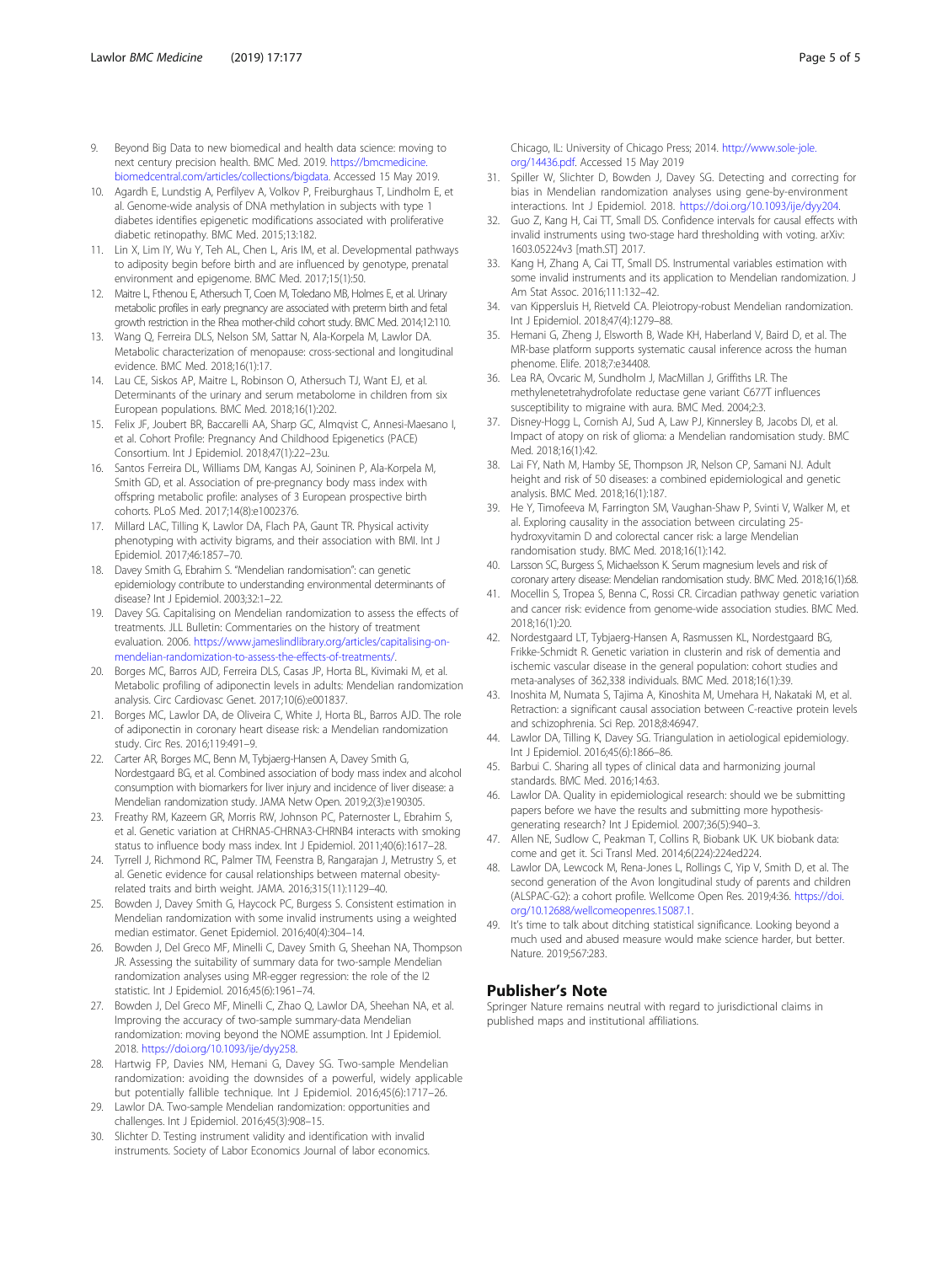9. Beyond Big Data to new biomedical and health data science: moving to next century precision health. BMC Med. 2019. https://bmcmedicine.biomedcentral.com/articles/collections/bigdata. Accessed 15 May 2019.
10. Agardh E, Lundstig A, Perfilyev A, Volkov P, Freiburghaus T, Lindholm E, et al. Genome-wide analysis of DNA methylation in subjects with type 1 diabetes identifies epigenetic modifications associated with proliferative diabetic retinopathy. BMC Med. 2015;13:182.
11. Lin X, Lim IY, Wu Y, Teh AL, Chen L, Aris IM, et al. Developmental pathways to adiposity begin before birth and are influenced by genotype, prenatal environment and epigenome. BMC Med. 2017;15(1):50.
12. Maitre L, Fthenou E, Athersuch T, Coen M, Toledano MB, Holmes E, et al. Urinary metabolic profiles in early pregnancy are associated with preterm birth and fetal growth restriction in the Rhea mother-child cohort study. BMC Med. 2014;12:110.
13. Wang Q, Ferreira DLS, Nelson SM, Sattar N, Ala-Korpela M, Lawlor DA. Metabolic characterization of menopause: cross-sectional and longitudinal evidence. BMC Med. 2018;16(1):17.
14. Lau CE, Siskos AP, Maitre L, Robinson O, Athersuch TJ, Want EJ, et al. Determinants of the urinary and serum metabolome in children from six European populations. BMC Med. 2018;16(1):202.
15. Felix JF, Joubert BR, Baccarelli AA, Sharp GC, Almqvist C, Annesi-Maesano I, et al. Cohort Profile: Pregnancy And Childhood Epigenetics (PACE) Consortium. Int J Epidemiol. 2018;47(1):22–23u.
16. Santos Ferreira DL, Williams DM, Kangas AJ, Soininen P, Ala-Korpela M, Smith GD, et al. Association of pre-pregnancy body mass index with offspring metabolic profile: analyses of 3 European prospective birth cohorts. PLoS Med. 2017;14(8):e1002376.
17. Millard LAC, Tilling K, Lawlor DA, Flach PA, Gaunt TR. Physical activity phenotyping with activity bigrams, and their association with BMI. Int J Epidemiol. 2017;46:1857–70.
18. Davey Smith G, Ebrahim S. "Mendelian randomisation": can genetic epidemiology contribute to understanding environmental determinants of disease? Int J Epidemiol. 2003;32:1–22.
19. Davey SG. Capitalising on Mendelian randomization to assess the effects of treatments. JLL Bulletin: Commentaries on the history of treatment evaluation. 2006. https://www.jameslindlibrary.org/articles/capitalising-on-mendelian-randomization-to-assess-the-effects-of-treatments/.
20. Borges MC, Barros AJD, Ferreira DLS, Casas JP, Horta BL, Kivimaki M, et al. Metabolic profiling of adiponectin levels in adults: Mendelian randomization analysis. Circ Cardiovasc Genet. 2017;10(6):e001837.
21. Borges MC, Lawlor DA, de Oliveira C, White J, Horta BL, Barros AJD. The role of adiponectin in coronary heart disease risk: a Mendelian randomization study. Circ Res. 2016;119:491–9.
22. Carter AR, Borges MC, Benn M, Tybjaerg-Hansen A, Davey Smith G, Nordestgaard BG, et al. Combined association of body mass index and alcohol consumption with biomarkers for liver injury and incidence of liver disease: a Mendelian randomization study. JAMA Netw Open. 2019;2(3):e190305.
23. Freathy RM, Kazeem GR, Morris RW, Johnson PC, Paternoster L, Ebrahim S, et al. Genetic variation at CHRNA5-CHRNA3-CHRNB4 interacts with smoking status to influence body mass index. Int J Epidemiol. 2011;40(6):1617–28.
24. Tyrrell J, Richmond RC, Palmer TM, Feenstra B, Rangarajan J, Metrustry S, et al. Genetic evidence for causal relationships between maternal obesity-related traits and birth weight. JAMA. 2016;315(11):1129–40.
25. Bowden J, Davey Smith G, Haycock PC, Burgess S. Consistent estimation in Mendelian randomization with some invalid instruments using a weighted median estimator. Genet Epidemiol. 2016;40(4):304–14.
26. Bowden J, Del Greco MF, Minelli C, Davey Smith G, Sheehan NA, Thompson JR. Assessing the suitability of summary data for two-sample Mendelian randomization analyses using MR-egger regression: the role of the I2 statistic. Int J Epidemiol. 2016;45(6):1961–74.
27. Bowden J, Del Greco MF, Minelli C, Zhao Q, Lawlor DA, Sheehan NA, et al. Improving the accuracy of two-sample summary-data Mendelian randomization: moving beyond the NOME assumption. Int J Epidemiol. 2018. https://doi.org/10.1093/ije/dyy258.
28. Hartwig FP, Davies NM, Hemani G, Davey SG. Two-sample Mendelian randomization: avoiding the downsides of a powerful, widely applicable but potentially fallible technique. Int J Epidemiol. 2016;45(6):1717–26.
29. Lawlor DA. Two-sample Mendelian randomization: opportunities and challenges. Int J Epidemiol. 2016;45(3):908–15.
30. Slichter D. Testing instrument validity and identification with invalid instruments. Society of Labor Economics Journal of labor economics. Chicago, IL: University of Chicago Press; 2014. http://www.sole-jole.org/14436.pdf. Accessed 15 May 2019
31. Spiller W, Slichter D, Bowden J, Davey SG. Detecting and correcting for bias in Mendelian randomization analyses using gene-by-environment interactions. Int J Epidemiol. 2018. https://doi.org/10.1093/ije/dyy204.
32. Guo Z, Kang H, Cai TT, Small DS. Confidence intervals for causal effects with invalid instruments using two-stage hard thresholding with voting. arXiv: 1603.05224v3 [math.ST] 2017.
33. Kang H, Zhang A, Cai TT, Small DS. Instrumental variables estimation with some invalid instruments and its application to Mendelian randomization. J Am Stat Assoc. 2016;111:132–42.
34. van Kippersluis H, Rietveld CA. Pleiotropy-robust Mendelian randomization. Int J Epidemiol. 2018;47(4):1279–88.
35. Hemani G, Zheng J, Elsworth B, Wade KH, Haberland V, Baird D, et al. The MR-base platform supports systematic causal inference across the human phenome. Elife. 2018;7:e34408.
36. Lea RA, Ovcaric M, Sundholm J, MacMillan J, Griffiths LR. The methylenetetrahydrofolate reductase gene variant C677T influences susceptibility to migraine with aura. BMC Med. 2004;2:3.
37. Disney-Hogg L, Cornish AJ, Sud A, Law PJ, Kinnersley B, Jacobs DI, et al. Impact of atopy on risk of glioma: a Mendelian randomisation study. BMC Med. 2018;16(1):42.
38. Lai FY, Nath M, Hamby SE, Thompson JR, Nelson CP, Samani NJ. Adult height and risk of 50 diseases: a combined epidemiological and genetic analysis. BMC Med. 2018;16(1):187.
39. He Y, Timofeeva M, Farrington SM, Vaughan-Shaw P, Svinti V, Walker M, et al. Exploring causality in the association between circulating 25-hydroxyvitamin D and colorectal cancer risk: a large Mendelian randomisation study. BMC Med. 2018;16(1):142.
40. Larsson SC, Burgess S, Michaelsson K. Serum magnesium levels and risk of coronary artery disease: Mendelian randomisation study. BMC Med. 2018;16(1):68.
41. Mocellin S, Tropea S, Benna C, Rossi CR. Circadian pathway genetic variation and cancer risk: evidence from genome-wide association studies. BMC Med. 2018;16(1):20.
42. Nordestgaard LT, Tybjaerg-Hansen A, Rasmussen KL, Nordestgaard BG, Frikke-Schmidt R. Genetic variation in clusterin and risk of dementia and ischemic vascular disease in the general population: cohort studies and meta-analyses of 362,338 individuals. BMC Med. 2018;16(1):39.
43. Inoshita M, Numata S, Tajima A, Kinoshita M, Umehara H, Nakataki M, et al. Retraction: a significant causal association between C-reactive protein levels and schizophrenia. Sci Rep. 2018;8:46947.
44. Lawlor DA, Tilling K, Davey SG. Triangulation in aetiological epidemiology. Int J Epidemiol. 2016;45(6):1866–86.
45. Barbui C. Sharing all types of clinical data and harmonizing journal standards. BMC Med. 2016;14:63.
46. Lawlor DA. Quality in epidemiological research: should we be submitting papers before we have the results and submitting more hypothesis-generating research? Int J Epidemiol. 2007;36(5):940–3.
47. Allen NE, Sudlow C, Peakman T, Collins R, Biobank UK. UK biobank data: come and get it. Sci Transl Med. 2014;6(224):224ed224.
48. Lawlor DA, Lewcock M, Rena-Jones L, Rollings C, Yip V, Smith D, et al. The second generation of the Avon longitudinal study of parents and children (ALSPAC-G2): a cohort profile. Wellcome Open Res. 2019;4:36. https://doi.org/10.12688/wellcomeopenres.15087.1.
49. It's time to talk about ditching statistical significance. Looking beyond a much used and abused measure would make science harder, but better. Nature. 2019;567:283.

## Publisher's Note

Springer Nature remains neutral with regard to jurisdictional claims in published maps and institutional affiliations.